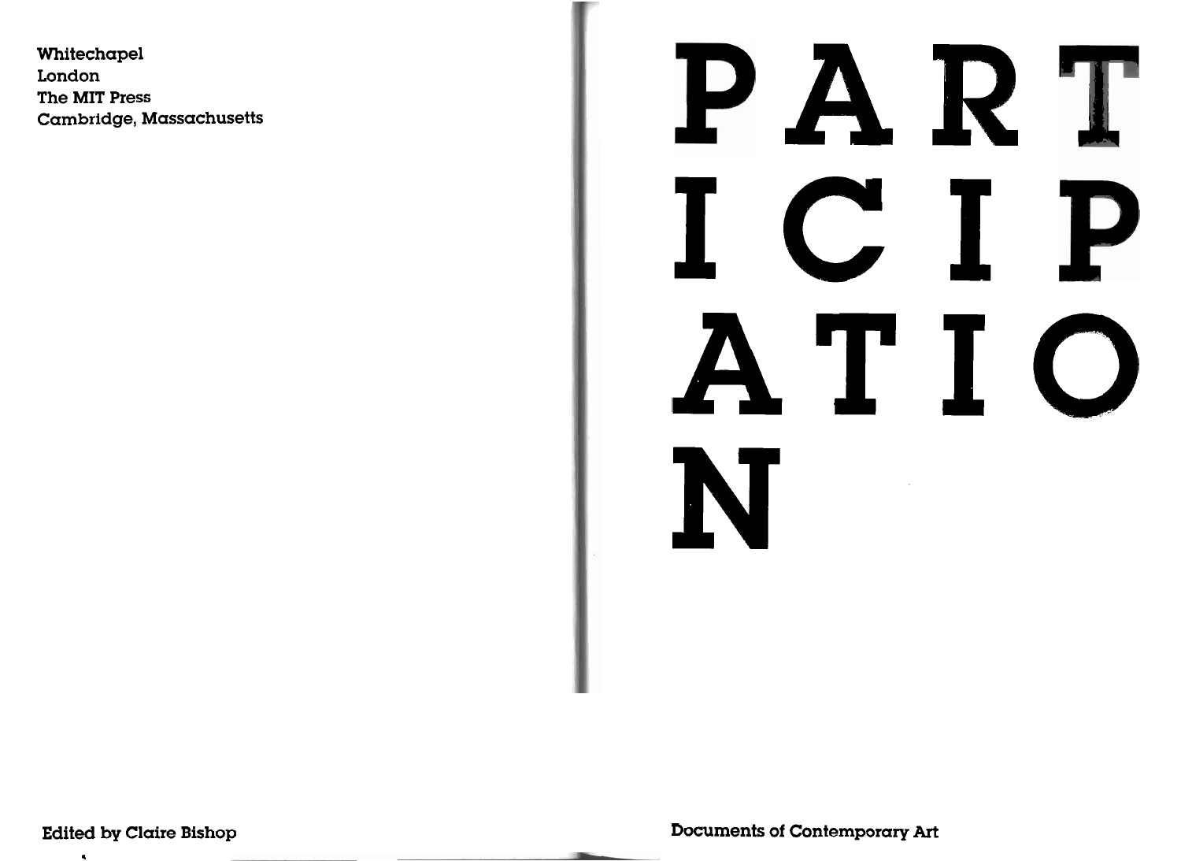Whitechapel
London
The MIT Press
Cambridge, Massachusetts

# PARTICIPATION

Edited by Claire Bishop

Documents of Contemporary Art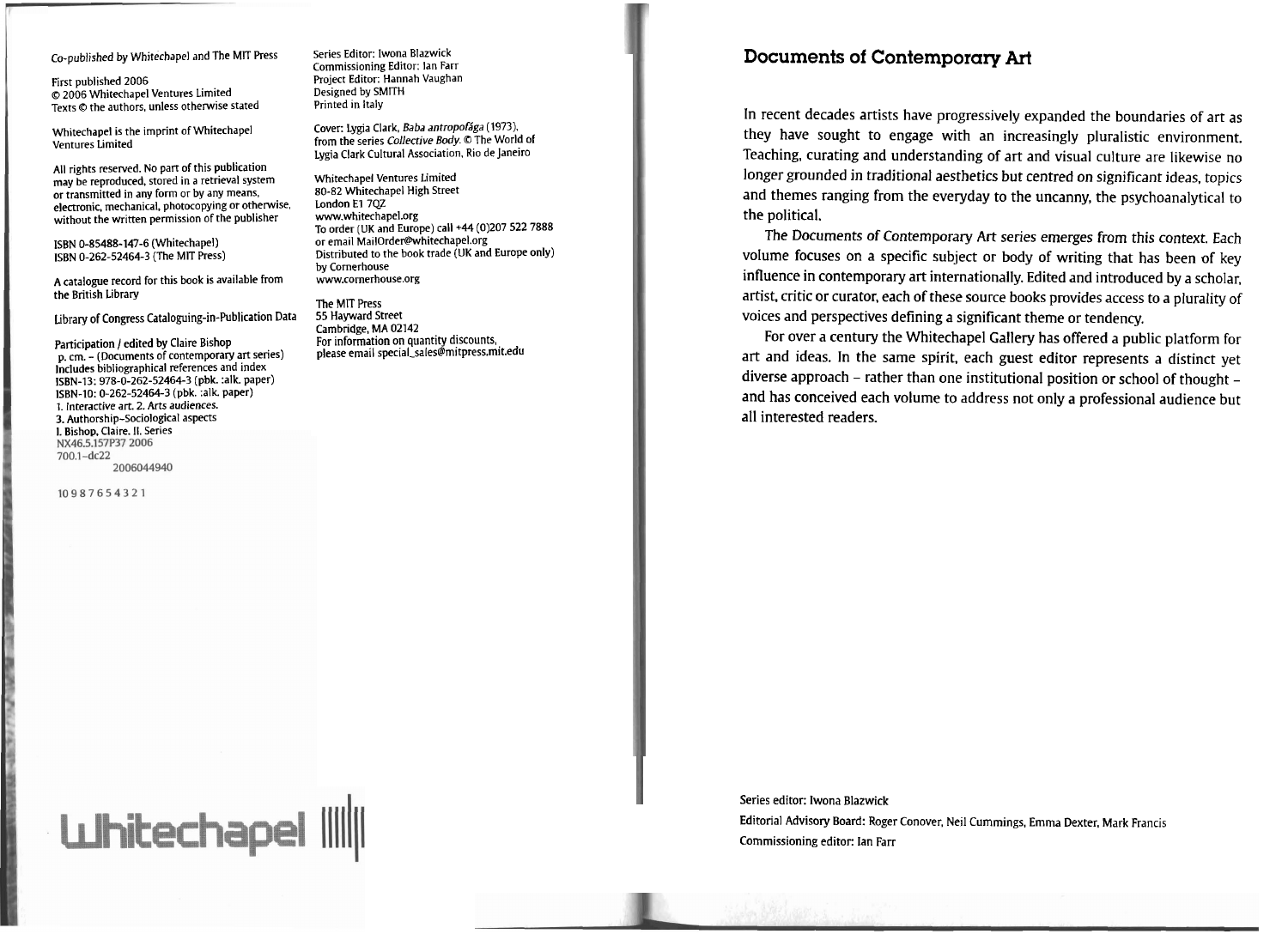Co-published by Whitechapel and The MIT Press

First published 2006
© 2006 Whitechapel Ventures Limited
Texts © the authors, unless otherwise stated

Whitechapel is the imprint of Whitechapel Ventures Limited

All rights reserved. No part of this publication may be reproduced, stored in a retrieval system or transmitted in any form or by any means, electronic, mechanical, photocopying or otherwise, without the written permission of the publisher

ISBN 0-85488-147-6 (Whitechapel)
ISBN 0-262-52464-3 (The MIT Press)

A catalogue record for this book is available from the British Library

Library of Congress Cataloguing-in-Publication Data

Participation / edited by Claire Bishop
p. cm. – (Documents of contemporary art series)
Includes bibliographical references and index
ISBN-13: 978-0-262-52464-3 (pbk. :alk. paper)
ISBN-10: 0-262-52464-3 (pbk. :alk. paper)
1. Interactive art. 2. Arts audiences.
3. Authorship–Sociological aspects
I. Bishop, Claire. II. Series
NX46.5.157P37 2006
700.1–dc22
2006044940

10 9 8 7 6 5 4 3 2 1

Series Editor: Iwona Blazwick
Commissioning Editor: Ian Farr
Project Editor: Hannah Vaughan
Designed by SMITH
Printed in Italy

Cover: Lygia Clark, *Baba antropofága* (1973), from the series *Collective Body*. © The World of Lygia Clark Cultural Association, Rio de Janeiro

Whitechapel Ventures Limited
80-82 Whitechapel High Street
London E1 7QZ
www.whitechapel.org
To order (UK and Europe) call +44 (0)207 522 7888
or email MailOrder@whitechapel.org
Distributed to the book trade (UK and Europe only) by Cornerhouse
www.cornerhouse.org

The MIT Press
55 Hayward Street
Cambridge, MA 02142
For information on quantity discounts, please email special_sales@mitpress.mit.edu

Whitechapel

## Documents of Contemporary Art

In recent decades artists have progressively expanded the boundaries of art as they have sought to engage with an increasingly pluralistic environment. Teaching, curating and understanding of art and visual culture are likewise no longer grounded in traditional aesthetics but centred on significant ideas, topics and themes ranging from the everyday to the uncanny, the psychoanalytical to the political.

The Documents of Contemporary Art series emerges from this context. Each volume focuses on a specific subject or body of writing that has been of key influence in contemporary art internationally. Edited and introduced by a scholar, artist, critic or curator, each of these source books provides access to a plurality of voices and perspectives defining a significant theme or tendency.

For over a century the Whitechapel Gallery has offered a public platform for art and ideas. In the same spirit, each guest editor represents a distinct yet diverse approach – rather than one institutional position or school of thought – and has conceived each volume to address not only a professional audience but all interested readers.

Series editor: Iwona Blazwick
Editorial Advisory Board: Roger Conover, Neil Cummings, Emma Dexter, Mark Francis
Commissioning editor: Ian Farr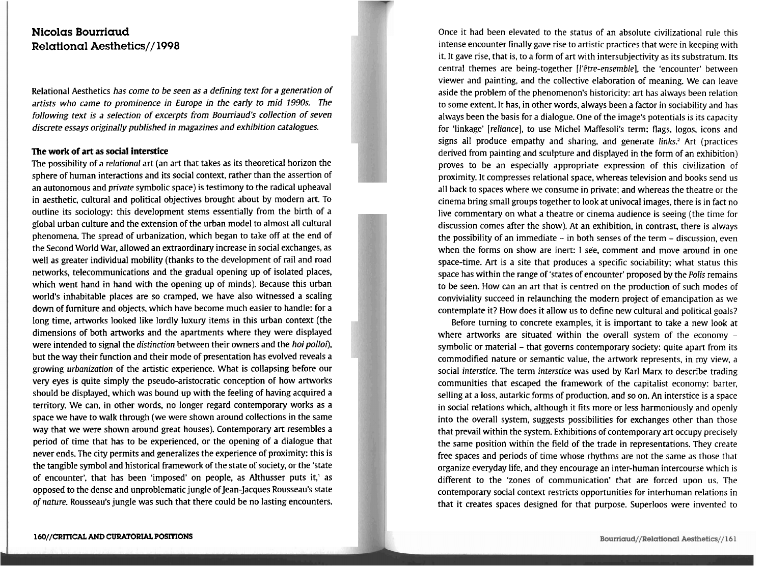## Nicolas Bourriaud
## Relational Aesthetics//1998

*Relational Aesthetics has come to be seen as a defining text for a generation of artists who came to prominence in Europe in the early to mid 1990s. The following text is a selection of excerpts from Bourriaud's collection of seven discrete essays originally published in magazines and exhibition catalogues.*

### The work of art as social interstice

The possibility of a *relational* art (an art that takes as its theoretical horizon the sphere of human interactions and its social context, rather than the assertion of an autonomous and *private* symbolic space) is testimony to the radical upheaval in aesthetic, cultural and political objectives brought about by modern art. To outline its sociology: this development stems essentially from the birth of a global urban culture and the extension of the urban model to almost all cultural phenomena. The spread of urbanization, which began to take off at the end of the Second World War, allowed an extraordinary increase in social exchanges, as well as greater individual mobility (thanks to the development of rail and road networks, telecommunications and the gradual opening up of isolated places, which went hand in hand with the opening up of minds). Because this urban world's inhabitable places are so cramped, we have also witnessed a scaling down of furniture and objects, which have become much easier to handle: for a long time, artworks looked like lordly luxury items in this urban context (the dimensions of both artworks and the apartments where they were displayed were intended to signal the *distinction* between their owners and the *hoi polloi*), but the way their function and their mode of presentation has evolved reveals a growing *urbanization* of the artistic experience. What is collapsing before our very eyes is quite simply the pseudo-aristocratic conception of how artworks should be displayed, which was bound up with the feeling of having acquired a territory. We can, in other words, no longer regard contemporary works as a space we have to walk through (we were shown around collections in the same way that we were shown around great houses). Contemporary art resembles a period of time that has to be experienced, or the opening of a dialogue that never ends. The city permits and generalizes the experience of proximity: this is the tangible symbol and historical framework of the state of society, or the 'state of encounter', that has been 'imposed' on people, as Althusser puts it,[1] as opposed to the dense and unproblematic jungle of Jean-Jacques Rousseau's state *of nature*. Rousseau's jungle was such that there could be no lasting encounters. Once it had been elevated to the status of an absolute civilizational rule this intense encounter finally gave rise to artistic practices that were in keeping with it. It gave rise, that is, to a form of art with intersubjectivity as its substratum. Its central themes are being-together [*l'être-ensemble*], the 'encounter' between viewer and painting, and the collective elaboration of meaning. We can leave aside the problem of the phenomenon's historicity: art has always been relation to some extent. It has, in other words, always been a factor in sociability and has always been the basis for a dialogue. One of the image's potentials is its capacity for 'linkage' [*reliance*], to use Michel Maffesoli's term: flags, logos, icons and signs all produce empathy and sharing, and generate *links*.[2] Art (practices derived from painting and sculpture and displayed in the form of an exhibition) proves to be an especially appropriate expression of this civilization of proximity. It compresses relational space, whereas television and books send us all back to spaces where we consume in private; and whereas the theatre or the cinema bring small groups together to look at univocal images, there is in fact no live commentary on what a theatre or cinema audience is seeing (the time for discussion comes after the show). At an exhibition, in contrast, there is always the possibility of an immediate – in both senses of the term – discussion, even when the forms on show are inert: I see, comment and move around in one space-time. Art is a site that produces a specific sociability; what status this space has within the range of 'states of encounter' proposed by the *Polis* remains to be seen. How can an art that is centred on the production of such modes of conviviality succeed in relaunching the modern project of emancipation as we contemplate it? How does it allow us to define new cultural and political goals?

Before turning to concrete examples, it is important to take a new look at where artworks are situated within the overall system of the economy – symbolic or material – that governs contemporary society: quite apart from its commodified nature or semantic value, the artwork represents, in my view, a social *interstice*. The term *interstice* was used by Karl Marx to describe trading communities that escaped the framework of the capitalist economy: barter, selling at a loss, autarkic forms of production, and so on. An interstice is a space in social relations which, although it fits more or less harmoniously and openly into the overall system, suggests possibilities for exchanges other than those that prevail within the system. Exhibitions of contemporary art occupy precisely the same position within the field of the trade in representations. They create free spaces and periods of time whose rhythms are not the same as those that organize everyday life, and they encourage an inter-human intercourse which is different to the 'zones of communication' that are forced upon us. The contemporary social context restricts opportunities for interhuman relations in that it creates spaces designed for that purpose. Superloos were invented to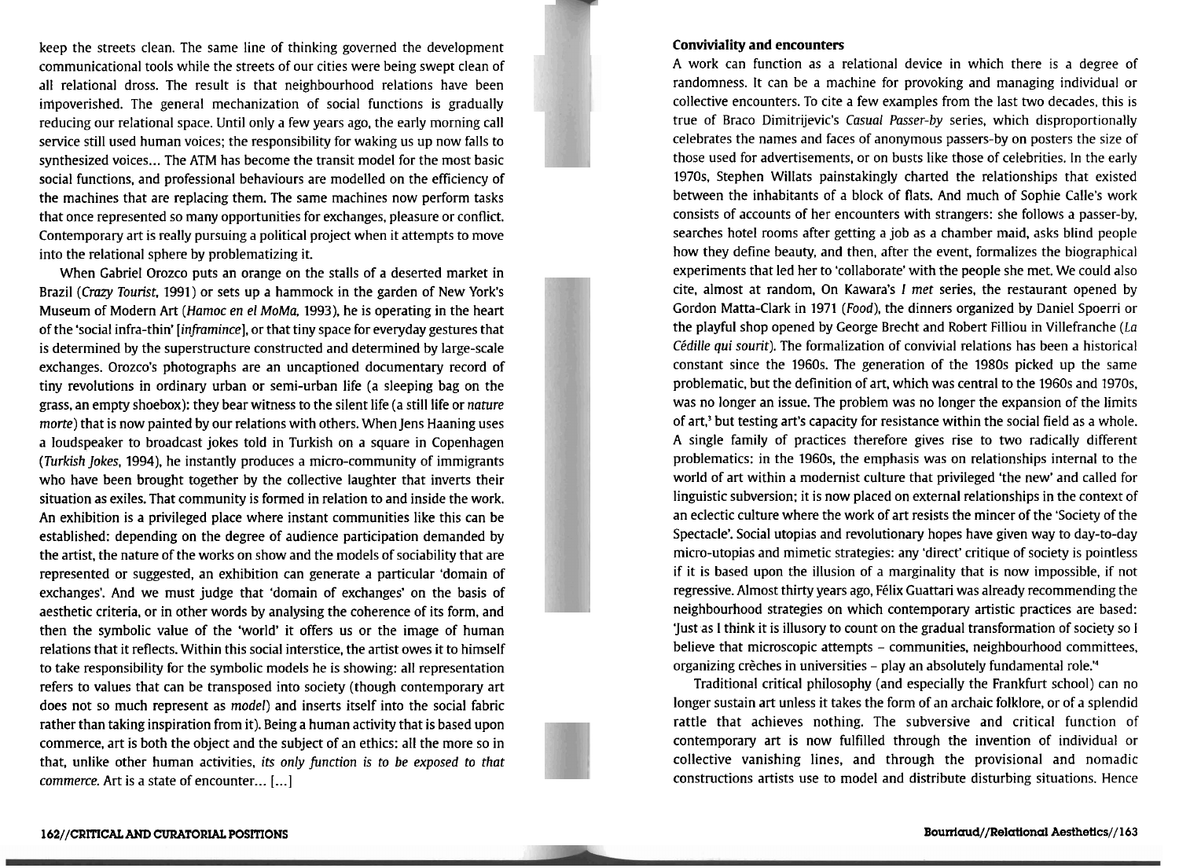keep the streets clean. The same line of thinking governed the development communicational tools while the streets of our cities were being swept clean of all relational dross. The result is that neighbourhood relations have been impoverished. The general mechanization of social functions is gradually reducing our relational space. Until only a few years ago, the early morning call service still used human voices; the responsibility for waking us up now falls to synthesized voices... The ATM has become the transit model for the most basic social functions, and professional behaviours are modelled on the efficiency of the machines that are replacing them. The same machines now perform tasks that once represented so many opportunities for exchanges, pleasure or conflict. Contemporary art is really pursuing a political project when it attempts to move into the relational sphere by problematizing it.

When Gabriel Orozco puts an orange on the stalls of a deserted market in Brazil (*Crazy Tourist*, 1991) or sets up a hammock in the garden of New York's Museum of Modern Art (*Hamoc en el MoMa*, 1993), he is operating in the heart of the 'social infra-thin' [*inframince*], or that tiny space for everyday gestures that is determined by the superstructure constructed and determined by large-scale exchanges. Orozco's photographs are an uncaptioned documentary record of tiny revolutions in ordinary urban or semi-urban life (a sleeping bag on the grass, an empty shoebox): they bear witness to the silent life (a still life or *nature morte*) that is now painted by our relations with others. When Jens Haaning uses a loudspeaker to broadcast jokes told in Turkish on a square in Copenhagen (*Turkish Jokes*, 1994), he instantly produces a micro-community of immigrants who have been brought together by the collective laughter that inverts their situation as exiles. That community is formed in relation to and inside the work. An exhibition is a privileged place where instant communities like this can be established: depending on the degree of audience participation demanded by the artist, the nature of the works on show and the models of sociability that are represented or suggested, an exhibition can generate a particular 'domain of exchanges'. And we must judge that 'domain of exchanges' on the basis of aesthetic criteria, or in other words by analysing the coherence of its form, and then the symbolic value of the 'world' it offers us or the image of human relations that it reflects. Within this social interstice, the artist owes it to himself to take responsibility for the symbolic models he is showing: all representation refers to values that can be transposed into society (though contemporary art does not so much represent as *model*) and inserts itself into the social fabric rather than taking inspiration from it). Being a human activity that is based upon commerce, art is both the object and the subject of an ethics: all the more so in that, unlike other human activities, *its only function is to be exposed to that commerce*. Art is a state of encounter... [...]

**Conviviality and encounters**

A work can function as a relational device in which there is a degree of randomness. It can be a machine for provoking and managing individual or collective encounters. To cite a few examples from the last two decades, this is true of Braco Dimitrijevic's *Casual Passer-by* series, which disproportionally celebrates the names and faces of anonymous passers-by on posters the size of those used for advertisements, or on busts like those of celebrities. In the early 1970s, Stephen Willats painstakingly charted the relationships that existed between the inhabitants of a block of flats. And much of Sophie Calle's work consists of accounts of her encounters with strangers: she follows a passer-by, searches hotel rooms after getting a job as a chamber maid, asks blind people how they define beauty, and then, after the event, formalizes the biographical experiments that led her to 'collaborate' with the people she met. We could also cite, almost at random, On Kawara's *I met* series, the restaurant opened by Gordon Matta-Clark in 1971 (*Food*), the dinners organized by Daniel Spoerri or the playful shop opened by George Brecht and Robert Filliou in Villefranche (*La Cédille qui sourit*). The formalization of convivial relations has been a historical constant since the 1960s. The generation of the 1980s picked up the same problematic, but the definition of art, which was central to the 1960s and 1970s, was no longer an issue. The problem was no longer the expansion of the limits of art,[3] but testing art's capacity for resistance within the social field as a whole. A single family of practices therefore gives rise to two radically different problematics: in the 1960s, the emphasis was on relationships internal to the world of art within a modernist culture that privileged 'the new' and called for linguistic subversion; it is now placed on external relationships in the context of an eclectic culture where the work of art resists the mincer of the 'Society of the Spectacle'. Social utopias and revolutionary hopes have given way to day-to-day micro-utopias and mimetic strategies: any 'direct' critique of society is pointless if it is based upon the illusion of a marginality that is now impossible, if not regressive. Almost thirty years ago, Félix Guattari was already recommending the neighbourhood strategies on which contemporary artistic practices are based: 'Just as I think it is illusory to count on the gradual transformation of society so I believe that microscopic attempts – communities, neighbourhood committees, organizing crèches in universities – play an absolutely fundamental role.'[4]

Traditional critical philosophy (and especially the Frankfurt school) can no longer sustain art unless it takes the form of an archaic folklore, or of a splendid rattle that achieves nothing. The subversive and critical function of contemporary art is now fulfilled through the invention of individual or collective vanishing lines, and through the provisional and nomadic constructions artists use to model and distribute disturbing situations. Hence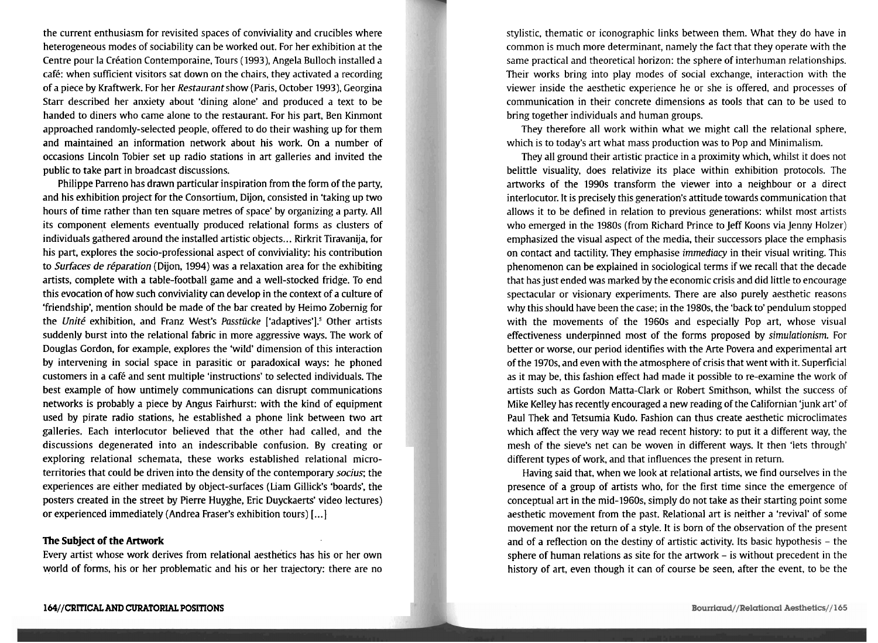the current enthusiasm for revisited spaces of conviviality and crucibles where heterogeneous modes of sociability can be worked out. For her exhibition at the Centre pour la Création Contemporaine, Tours (1993), Angela Bulloch installed a café: when sufficient visitors sat down on the chairs, they activated a recording of a piece by Kraftwerk. For her *Restaurant* show (Paris, October 1993), Georgina Starr described her anxiety about 'dining alone' and produced a text to be handed to diners who came alone to the restaurant. For his part, Ben Kinmont approached randomly-selected people, offered to do their washing up for them and maintained an information network about his work. On a number of occasions Lincoln Tobier set up radio stations in art galleries and invited the public to take part in broadcast discussions.

Philippe Parreno has drawn particular inspiration from the form of the party, and his exhibition project for the Consortium, Dijon, consisted in 'taking up two hours of time rather than ten square metres of space' by organizing a party. All its component elements eventually produced relational forms as clusters of individuals gathered around the installed artistic objects... Rirkrit Tiravanija, for his part, explores the socio-professional aspect of conviviality: his contribution to *Surfaces de réparation* (Dijon, 1994) was a relaxation area for the exhibiting artists, complete with a table-football game and a well-stocked fridge. To end this evocation of how such conviviality can develop in the context of a culture of 'friendship', mention should be made of the bar created by Heimo Zobernig for the *Unité* exhibition, and Franz West's *Passtücke* ['adaptives'].[5] Other artists suddenly burst into the relational fabric in more aggressive ways. The work of Douglas Gordon, for example, explores the 'wild' dimension of this interaction by intervening in social space in parasitic or paradoxical ways: he phoned customers in a café and sent multiple 'instructions' to selected individuals. The best example of how untimely communications can disrupt communications networks is probably a piece by Angus Fairhurst: with the kind of equipment used by pirate radio stations, he established a phone link between two art galleries. Each interlocutor believed that the other had called, and the discussions degenerated into an indescribable confusion. By creating or exploring relational schemata, these works established relational micro-territories that could be driven into the density of the contemporary *socius*; the experiences are either mediated by object-surfaces (Liam Gillick's 'boards', the posters created in the street by Pierre Huyghe, Eric Duyckaerts' video lectures) or experienced immediately (Andrea Fraser's exhibition tours) [...]

### The Subject of the Artwork

Every artist whose work derives from relational aesthetics has his or her own world of forms, his or her problematic and his or her trajectory: there are no stylistic, thematic or iconographic links between them. What they do have in common is much more determinant, namely the fact that they operate with the same practical and theoretical horizon: the sphere of interhuman relationships. Their works bring into play modes of social exchange, interaction with the viewer inside the aesthetic experience he or she is offered, and processes of communication in their concrete dimensions as tools that can to be used to bring together individuals and human groups.

They therefore all work within what we might call the relational sphere, which is to today's art what mass production was to Pop and Minimalism.

They all ground their artistic practice in a proximity which, whilst it does not belittle visuality, does relativize its place within exhibition protocols. The artworks of the 1990s transform the viewer into a neighbour or a direct interlocutor. It is precisely this generation's attitude towards communication that allows it to be defined in relation to previous generations: whilst most artists who emerged in the 1980s (from Richard Prince to Jeff Koons via Jenny Holzer) emphasized the visual aspect of the media, their successors place the emphasis on contact and tactility. They emphasise *immediacy* in their visual writing. This phenomenon can be explained in sociological terms if we recall that the decade that has just ended was marked by the economic crisis and did little to encourage spectacular or visionary experiments. There are also purely aesthetic reasons why this should have been the case; in the 1980s, the 'back to' pendulum stopped with the movements of the 1960s and especially Pop art, whose visual effectiveness underpinned most of the forms proposed by *simulationism*. For better or worse, our period identifies with the Arte Povera and experimental art of the 1970s, and even with the atmosphere of crisis that went with it. Superficial as it may be, this fashion effect had made it possible to re-examine the work of artists such as Gordon Matta-Clark or Robert Smithson, whilst the success of Mike Kelley has recently encouraged a new reading of the Californian 'junk art' of Paul Thek and Tetsumia Kudo. Fashion can thus create aesthetic microclimates which affect the very way we read recent history: to put it a different way, the mesh of the sieve's net can be woven in different ways. It then 'lets through' different types of work, and that influences the present in return.

Having said that, when we look at relational artists, we find ourselves in the presence of a group of artists who, for the first time since the emergence of conceptual art in the mid-1960s, simply do not take as their starting point some aesthetic movement from the past. Relational art is neither a 'revival' of some movement nor the return of a style. It is born of the observation of the present and of a reflection on the destiny of artistic activity. Its basic hypothesis – the sphere of human relations as site for the artwork – is without precedent in the history of art, even though it can of course be seen, after the event, to be the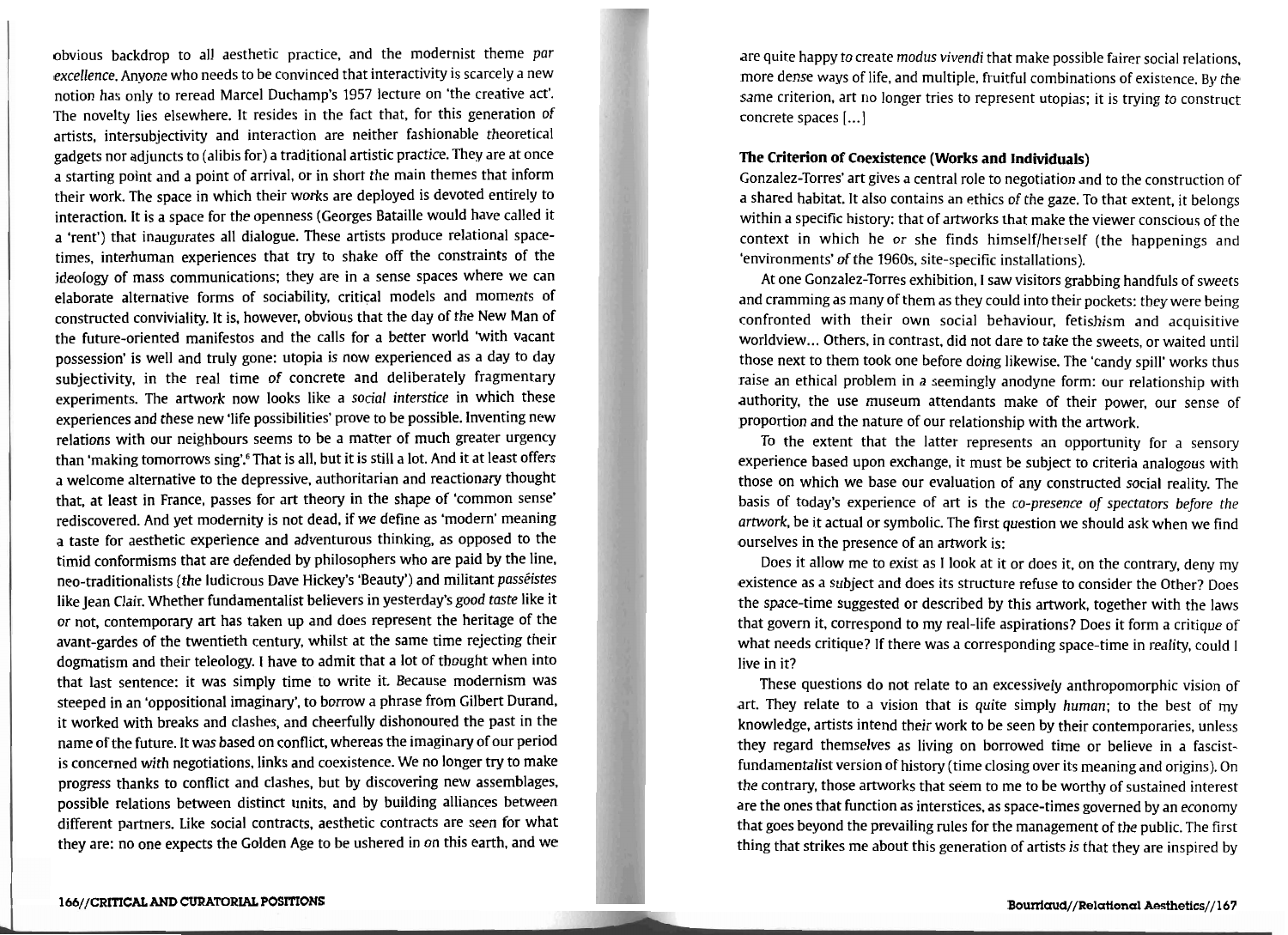obvious backdrop to all aesthetic practice, and the modernist theme *par excellence*. Anyone who needs to be convinced that interactivity is scarcely a new notion has only to reread Marcel Duchamp's 1957 lecture on 'the creative act'. The novelty lies elsewhere. It resides in the fact that, for this generation of artists, intersubjectivity and interaction are neither fashionable theoretical gadgets nor adjuncts to (alibis for) a traditional artistic practice. They are at once a starting point and a point of arrival, or in short the main themes that inform their work. The space in which their works are deployed is devoted entirely to interaction. It is a space for the openness (Georges Bataille would have called it a 'rent') that inaugurates all dialogue. These artists produce relational space-times, interhuman experiences that try to shake off the constraints of the ideology of mass communications; they are in a sense spaces where we can elaborate alternative forms of sociability, critical models and moments of constructed conviviality. It is, however, obvious that the day of the New Man of the future-oriented manifestos and the calls for a better world 'with vacant possession' is well and truly gone: utopia is now experienced as a day to day subjectivity, in the real time of concrete and deliberately fragmentary experiments. The artwork now looks like a *social interstice* in which these experiences and these new 'life possibilities' prove to be possible. Inventing new relations with our neighbours seems to be a matter of much greater urgency than 'making tomorrows sing'.[6] That is all, but it is still a lot. And it at least offers a welcome alternative to the depressive, authoritarian and reactionary thought that, at least in France, passes for art theory in the shape of 'common sense' rediscovered. And yet modernity is not dead, if we define as 'modern' meaning a taste for aesthetic experience and adventurous thinking, as opposed to the timid conformisms that are defended by philosophers who are paid by the line, neo-traditionalists (the ludicrous Dave Hickey's 'Beauty') and militant *passéistes* like Jean Clair. Whether fundamentalist believers in yesterday's *good taste* like it or not, contemporary art has taken up and does represent the heritage of the avant-gardes of the twentieth century, whilst at the same time rejecting their dogmatism and their teleology. I have to admit that a lot of thought when into that last sentence: it was simply time to write it. Because modernism was steeped in an 'oppositional imaginary', to borrow a phrase from Gilbert Durand, it worked with breaks and clashes, and cheerfully dishonoured the past in the name of the future. It was based on conflict, whereas the imaginary of our period is concerned with negotiations, links and coexistence. We no longer try to make progress thanks to conflict and clashes, but by discovering new assemblages, possible relations between distinct units, and by building alliances between different partners. Like social contracts, aesthetic contracts are seen for what they are: no one expects the Golden Age to be ushered in on this earth, and we are quite happy to create *modus vivendi* that make possible fairer social relations, more dense ways of life, and multiple, fruitful combinations of existence. By the same criterion, art no longer tries to represent utopias; it is trying to construct concrete spaces [...]

### The Criterion of Coexistence (Works and Individuals)

Gonzalez-Torres' art gives a central role to negotiation and to the construction of a shared habitat. It also contains an ethics of the gaze. To that extent, it belongs within a specific history: that of artworks that make the viewer conscious of the context in which he or she finds himself/herself (the happenings and 'environments' of the 1960s, site-specific installations).

At one Gonzalez-Torres exhibition, I saw visitors grabbing handfuls of sweets and cramming as many of them as they could into their pockets: they were being confronted with their own social behaviour, fetishism and acquisitive worldview... Others, in contrast, did not dare to take the sweets, or waited until those next to them took one before doing likewise. The 'candy spill' works thus raise an ethical problem in a seemingly anodyne form: our relationship with authority, the use museum attendants make of their power, our sense of proportion and the nature of our relationship with the artwork.

To the extent that the latter represents an opportunity for a sensory experience based upon exchange, it must be subject to criteria analogous with those on which we base our evaluation of any constructed social reality. The basis of today's experience of art is the *co-presence of spectators before the artwork*, be it actual or symbolic. The first question we should ask when we find ourselves in the presence of an artwork is:

Does it allow me to exist as I look at it or does it, on the contrary, deny my existence as a subject and does its structure refuse to consider the Other? Does the space-time suggested or described by this artwork, together with the laws that govern it, correspond to my real-life aspirations? Does it form a critique of what needs critique? If there was a corresponding space-time in reality, could I live in it?

These questions do not relate to an excessively anthropomorphic vision of art. They relate to a vision that is quite simply *human*; to the best of my knowledge, artists intend their work to be seen by their contemporaries, unless they regard themselves as living on borrowed time or believe in a fascist-fundamentalist version of history (time closing over its meaning and origins). On the contrary, those artworks that seem to me to be worthy of sustained interest are the ones that function as interstices, as space-times governed by an economy that goes beyond the prevailing rules for the management of the public. The first thing that strikes me about this generation of artists is that they are inspired by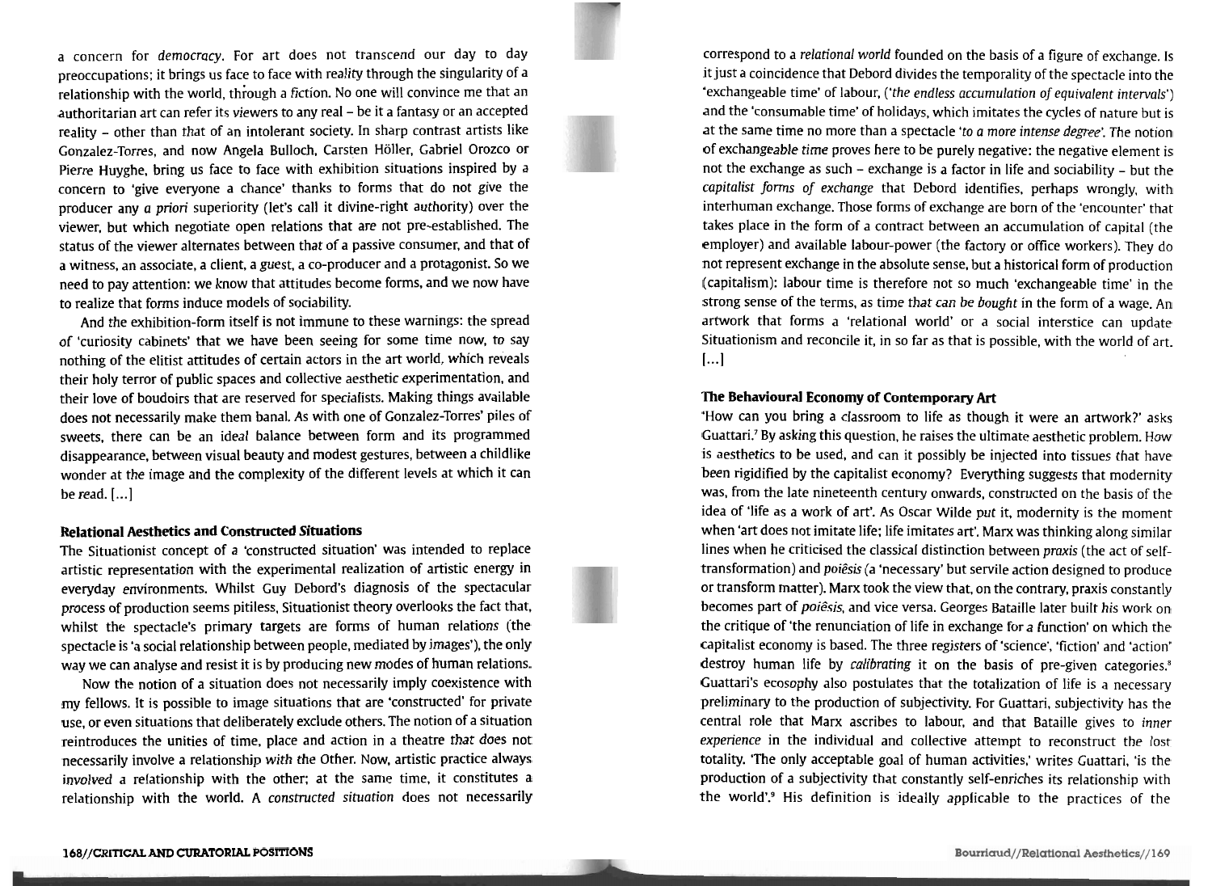a concern for *democracy*. For art does not transcend our day to day preoccupations; it brings us face to face with reality through the singularity of a relationship with the world, through a fiction. No one will convince me that an authoritarian art can refer its viewers to any real – be it a fantasy or an accepted reality – other than that of an intolerant society. In sharp contrast artists like Gonzalez-Torres, and now Angela Bulloch, Carsten Höller, Gabriel Orozco or Pierre Huyghe, bring us face to face with exhibition situations inspired by a concern to 'give everyone a chance' thanks to forms that do not give the producer any *a priori* superiority (let's call it divine-right authority) over the viewer, but which negotiate open relations that are not pre-established. The status of the viewer alternates between that of a passive consumer, and that of a witness, an associate, a client, a guest, a co-producer and a protagonist. So we need to pay attention: we know that attitudes become forms, and we now have to realize that forms induce models of sociability.

And the exhibition-form itself is not immune to these warnings: the spread of 'curiosity cabinets' that we have been seeing for some time now, to say nothing of the elitist attitudes of certain actors in the art world, which reveals their holy terror of public spaces and collective aesthetic experimentation, and their love of boudoirs that are reserved for specialists. Making things available does not necessarily make them banal. As with one of Gonzalez-Torres' piles of sweets, there can be an ideal balance between form and its programmed disappearance, between visual beauty and modest gestures, between a childlike wonder at the image and the complexity of the different levels at which it can be read. [...]

### Relational Aesthetics and Constructed Situations

The Situationist concept of a 'constructed situation' was intended to replace artistic representation with the experimental realization of artistic energy in everyday environments. Whilst Guy Debord's diagnosis of the spectacular process of production seems pitiless, Situationist theory overlooks the fact that, whilst the spectacle's primary targets are forms of human relations (the spectacle is 'a social relationship between people, mediated by images'), the only way we can analyse and resist it is by producing new modes of human relations.

Now the notion of a situation does not necessarily imply coexistence with my fellows. It is possible to image situations that are 'constructed' for private use, or even situations that deliberately exclude others. The notion of a situation reintroduces the unities of time, place and action in a theatre that does not necessarily involve a relationship with the Other. Now, artistic practice always involved a relationship with the other; at the same time, it constitutes a relationship with the world. A *constructed situation* does not necessarily correspond to a *relational world* founded on the basis of a figure of exchange. Is it just a coincidence that Debord divides the temporality of the spectacle into the 'exchangeable time' of labour, (*'the endless accumulation of equivalent intervals'*) and the 'consumable time' of holidays, which imitates the cycles of nature but is at the same time no more than a spectacle *'to a more intense degree'*. The notion of exchangeable time proves here to be purely negative: the negative element is not the exchange as such – exchange is a factor in life and sociability – but the *capitalist forms of exchange* that Debord identifies, perhaps wrongly, with interhuman exchange. Those forms of exchange are born of the 'encounter' that takes place in the form of a contract between an accumulation of capital (the employer) and available labour-power (the factory or office workers). They do not represent exchange in the absolute sense, but a historical form of production (capitalism): labour time is therefore not so much 'exchangeable time' in the strong sense of the terms, as time *that can be bought* in the form of a wage. An artwork that forms a 'relational world' or a social interstice can update Situationism and reconcile it, in so far as that is possible, with the world of art. [...]

### The Behavioural Economy of Contemporary Art

'How can you bring a classroom to life as though it were an artwork?' asks Guattari.[7] By asking this question, he raises the ultimate aesthetic problem. How is aesthetics to be used, and can it possibly be injected into tissues that have been rigidified by the capitalist economy? Everything suggests that modernity was, from the late nineteenth century onwards, constructed on the basis of the idea of 'life as a work of art'. As Oscar Wilde put it, modernity is the moment when 'art does not imitate life; life imitates art'. Marx was thinking along similar lines when he criticised the classical distinction between *praxis* (the act of self-transformation) and *poiêsis* (a 'necessary' but servile action designed to produce or transform matter). Marx took the view that, on the contrary, praxis constantly becomes part of *poiêsis*, and vice versa. Georges Bataille later built his work on the critique of 'the renunciation of life in exchange for a function' on which the capitalist economy is based. The three registers of 'science', 'fiction' and 'action' destroy human life by *calibrating* it on the basis of pre-given categories.[8] Guattari's ecosophy also postulates that the totalization of life is a necessary preliminary to the production of subjectivity. For Guattari, subjectivity has the central role that Marx ascribes to labour, and that Bataille gives to *inner experience* in the individual and collective attempt to reconstruct the lost totality. 'The only acceptable goal of human activities,' writes Guattari, 'is the production of a subjectivity that constantly self-enriches its relationship with the world'.[9] His definition is ideally applicable to the practices of the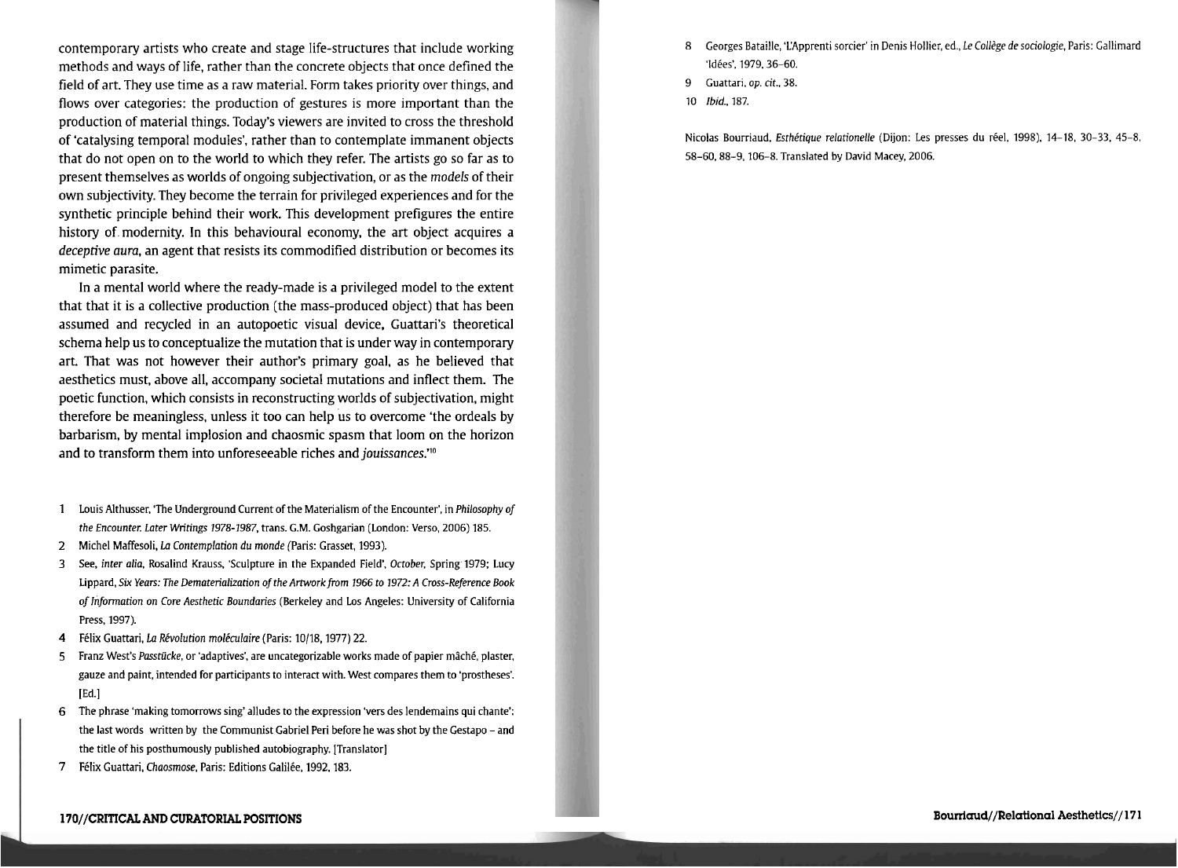contemporary artists who create and stage life-structures that include working methods and ways of life, rather than the concrete objects that once defined the field of art. They use time as a raw material. Form takes priority over things, and flows over categories: the production of gestures is more important than the production of material things. Today's viewers are invited to cross the threshold of 'catalysing temporal modules', rather than to contemplate immanent objects that do not open on to the world to which they refer. The artists go so far as to present themselves as worlds of ongoing subjectivation, or as the *models* of their own subjectivity. They become the terrain for privileged experiences and for the synthetic principle behind their work. This development prefigures the entire history of modernity. In this behavioural economy, the art object acquires a *deceptive aura*, an agent that resists its commodified distribution or becomes its mimetic parasite.

In a mental world where the ready-made is a privileged model to the extent that that it is a collective production (the mass-produced object) that has been assumed and recycled in an autopoetic visual device, Guattari's theoretical schema help us to conceptualize the mutation that is under way in contemporary art. That was not however their author's primary goal, as he believed that aesthetics must, above all, accompany societal mutations and inflect them. The poetic function, which consists in reconstructing worlds of subjectivation, might therefore be meaningless, unless it too can help us to overcome 'the ordeals by barbarism, by mental implosion and chaosmic spasm that loom on the horizon and to transform them into unforeseeable riches and *jouissances*.'[10]

1 Louis Althusser, 'The Underground Current of the Materialism of the Encounter', in *Philosophy of the Encounter. Later Writings 1978-1987*, trans. G.M. Goshgarian (London: Verso, 2006) 185.

2 Michel Maffesoli, *La Contemplation du monde* (Paris: Grasset, 1993).

3 See, *inter alia*, Rosalind Krauss, 'Sculpture in the Expanded Field', *October*, Spring 1979; Lucy Lippard, *Six Years: The Dematerialization of the Artwork from 1966 to 1972: A Cross-Reference Book of Information on Core Aesthetic Boundaries* (Berkeley and Los Angeles: University of California Press, 1997).

4 Félix Guattari, *La Révolution moléculaire* (Paris: 10/18, 1977) 22.

5 Franz West's *Passtücke*, or 'adaptives', are uncategorizable works made of papier mâché, plaster, gauze and paint, intended for participants to interact with. West compares them to 'prostheses'. [Ed.]

6 The phrase 'making tomorrows sing' alludes to the expression 'vers des lendemains qui chante': the last words written by the Communist Gabriel Peri before he was shot by the Gestapo – and the title of his posthumously published autobiography. [Translator]

7 Félix Guattari, *Chaosmose*, Paris: Editions Galilée, 1992, 183.

8 Georges Bataille, 'L'Apprenti sorcier' in Denis Hollier, ed., *Le Collège de sociologie*, Paris: Gallimard 'Idées', 1979, 36–60.

9 Guattari, *op. cit.*, 38.

10 *Ibid.*, 187.

Nicolas Bourriaud, *Esthétique relationelle* (Dijon: Les presses du réel, 1998), 14–18, 30–33, 45–8, 58–60, 88–9, 106–8. Translated by David Macey, 2006.